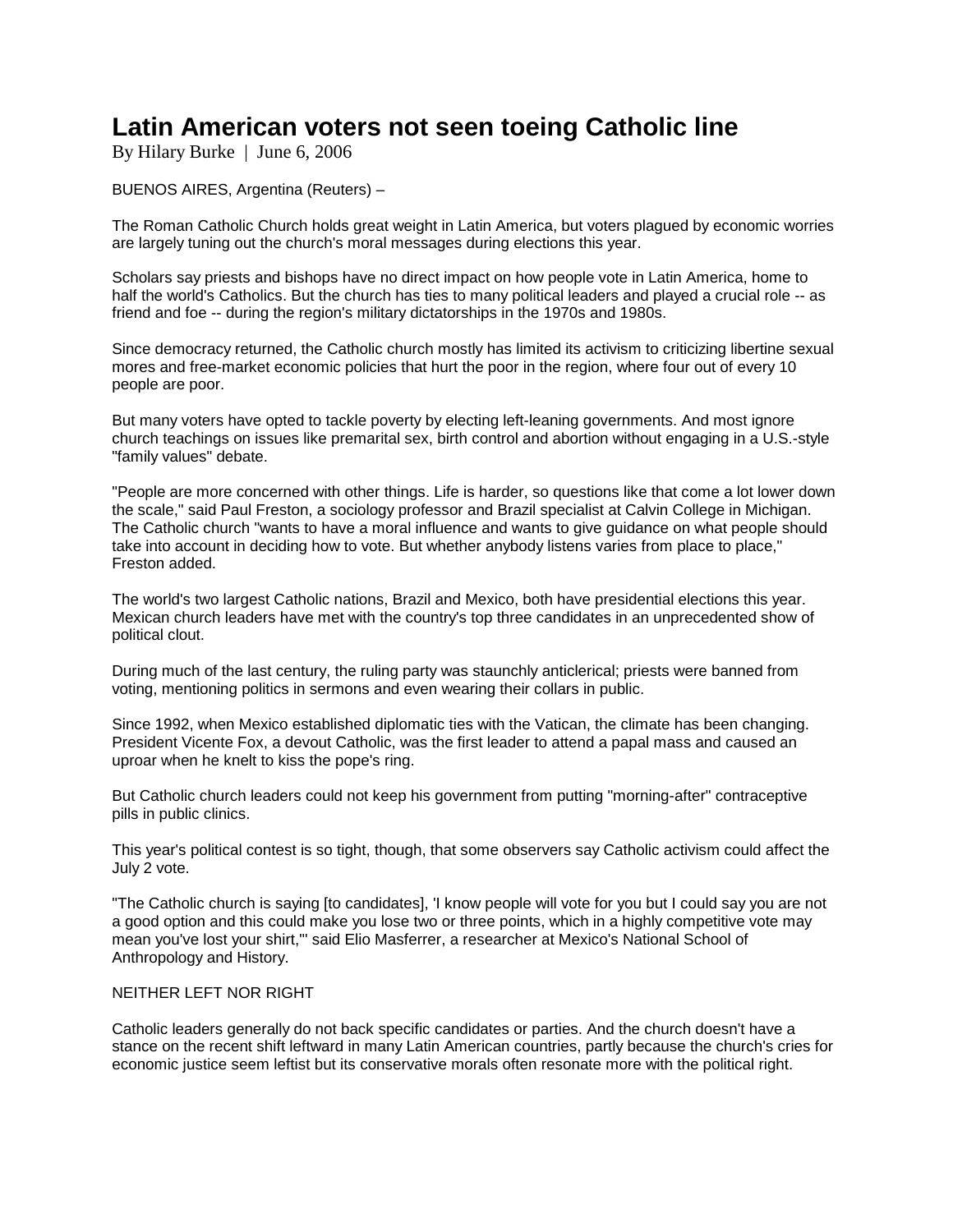# Latin American voters not seen toeing Catholic line

By Hilary Burke | June 6, 2006

BUENOS AIRES, Argentina (Reuters) –

The Roman Catholic Church holds great weight in Latin America, but voters plagued by economic worries are largely tuning out the church's moral messages during elections this year.

Scholars say priests and bishops have no direct impact on how people vote in Latin America, home to half the world's Catholics. But the church has ties to many political leaders and played a crucial role -- as friend and foe -- during the region's military dictatorships in the 1970s and 1980s.

Since democracy returned, the Catholic church mostly has limited its activism to criticizing libertine sexual mores and free-market economic policies that hurt the poor in the region, where four out of every 10 people are poor.

But many voters have opted to tackle poverty by electing left-leaning governments. And most ignore church teachings on issues like premarital sex, birth control and abortion without engaging in a U.S.-style "family values" debate.

"People are more concerned with other things. Life is harder, so questions like that come a lot lower down the scale," said Paul Freston, a sociology professor and Brazil specialist at Calvin College in Michigan. The Catholic church "wants to have a moral influence and wants to give guidance on what people should take into account in deciding how to vote. But whether anybody listens varies from place to place," Freston added.

The world's two largest Catholic nations, Brazil and Mexico, both have presidential elections this year. Mexican church leaders have met with the country's top three candidates in an unprecedented show of political clout.

During much of the last century, the ruling party was staunchly anticlerical; priests were banned from voting, mentioning politics in sermons and even wearing their collars in public.

Since 1992, when Mexico established diplomatic ties with the Vatican, the climate has been changing. President Vicente Fox, a devout Catholic, was the first leader to attend a papal mass and caused an uproar when he knelt to kiss the pope's ring.

But Catholic church leaders could not keep his government from putting "morning-after" contraceptive pills in public clinics.

This year's political contest is so tight, though, that some observers say Catholic activism could affect the July 2 vote.

"The Catholic church is saying [to candidates], 'I know people will vote for you but I could say you are not a good option and this could make you lose two or three points, which in a highly competitive vote may mean you've lost your shirt,'" said Elio Masferrer, a researcher at Mexico's National School of Anthropology and History.

## NEITHER LEFT NOR RIGHT

Catholic leaders generally do not back specific candidates or parties. And the church doesn't have a stance on the recent shift leftward in many Latin American countries, partly because the church's cries for economic justice seem leftist but its conservative morals often resonate more with the political right.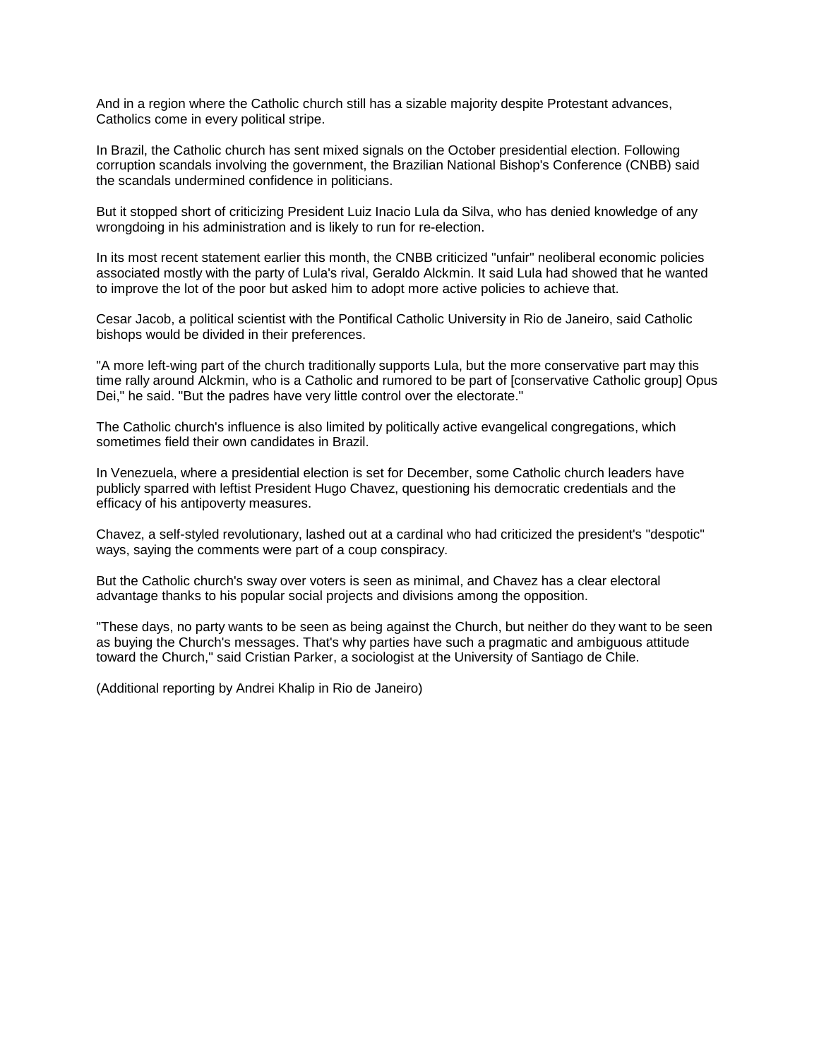And in a region where the Catholic church still has a sizable majority despite Protestant advances, Catholics come in every political stripe.

In Brazil, the Catholic church has sent mixed signals on the October presidential election. Following corruption scandals involving the government, the Brazilian National Bishop's Conference (CNBB) said the scandals undermined confidence in politicians.

But it stopped short of criticizing President Luiz Inacio Lula da Silva, who has denied knowledge of any wrongdoing in his administration and is likely to run for re-election.

In its most recent statement earlier this month, the CNBB criticized "unfair" neoliberal economic policies associated mostly with the party of Lula's rival, Geraldo Alckmin. It said Lula had showed that he wanted to improve the lot of the poor but asked him to adopt more active policies to achieve that.

Cesar Jacob, a political scientist with the Pontifical Catholic University in Rio de Janeiro, said Catholic bishops would be divided in their preferences.

"A more left-wing part of the church traditionally supports Lula, but the more conservative part may this time rally around Alckmin, who is a Catholic and rumored to be part of [conservative Catholic group] Opus Dei," he said. "But the padres have very little control over the electorate."

The Catholic church's influence is also limited by politically active evangelical congregations, which sometimes field their own candidates in Brazil.

In Venezuela, where a presidential election is set for December, some Catholic church leaders have publicly sparred with leftist President Hugo Chavez, questioning his democratic credentials and the efficacy of his antipoverty measures.

Chavez, a self-styled revolutionary, lashed out at a cardinal who had criticized the president's "despotic" ways, saying the comments were part of a coup conspiracy.

But the Catholic church's sway over voters is seen as minimal, and Chavez has a clear electoral advantage thanks to his popular social projects and divisions among the opposition.

"These days, no party wants to be seen as being against the Church, but neither do they want to be seen as buying the Church's messages. That's why parties have such a pragmatic and ambiguous attitude toward the Church," said Cristian Parker, a sociologist at the University of Santiago de Chile.

(Additional reporting by Andrei Khalip in Rio de Janeiro)